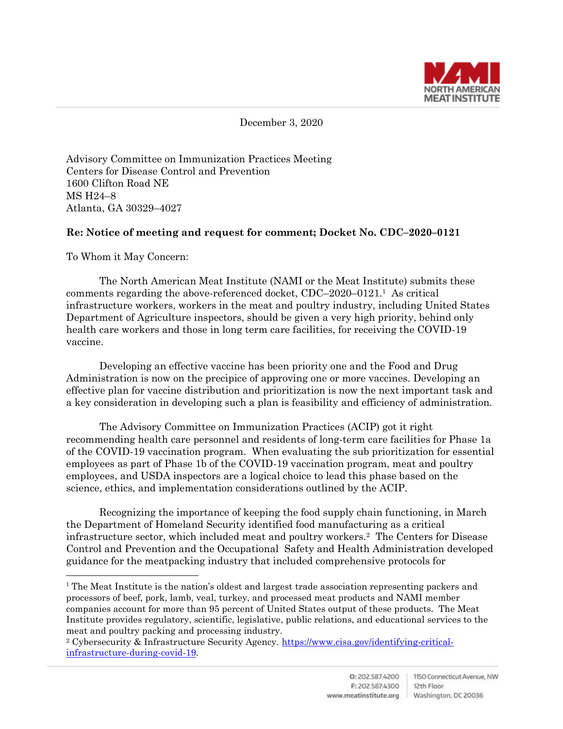December 3, 2020

Advisory Committee on Immunization Practices Meeting
Centers for Disease Control and Prevention
1600 Clifton Road NE
MS H24–8
Atlanta, GA 30329–4027

**Re: Notice of meeting and request for comment; Docket No. CDC–2020–0121**

To Whom it May Concern:

The North American Meat Institute (NAMI or the Meat Institute) submits these comments regarding the above-referenced docket, CDC–2020–0121.[1] As critical infrastructure workers, workers in the meat and poultry industry, including United States Department of Agriculture inspectors, should be given a very high priority, behind only health care workers and those in long term care facilities, for receiving the COVID-19 vaccine.

Developing an effective vaccine has been priority one and the Food and Drug Administration is now on the precipice of approving one or more vaccines. Developing an effective plan for vaccine distribution and prioritization is now the next important task and a key consideration in developing such a plan is feasibility and efficiency of administration.

The Advisory Committee on Immunization Practices (ACIP) got it right recommending health care personnel and residents of long-term care facilities for Phase 1a of the COVID-19 vaccination program. When evaluating the sub prioritization for essential employees as part of Phase 1b of the COVID-19 vaccination program, meat and poultry employees, and USDA inspectors are a logical choice to lead this phase based on the science, ethics, and implementation considerations outlined by the ACIP.

Recognizing the importance of keeping the food supply chain functioning, in March the Department of Homeland Security identified food manufacturing as a critical infrastructure sector, which included meat and poultry workers.[2] The Centers for Disease Control and Prevention and the Occupational Safety and Health Administration developed guidance for the meatpacking industry that included comprehensive protocols for

---

[1] The Meat Institute is the nation's oldest and largest trade association representing packers and processors of beef, pork, lamb, veal, turkey, and processed meat products and NAMI member companies account for more than 95 percent of United States output of these products. The Meat Institute provides regulatory, scientific, legislative, public relations, and educational services to the meat and poultry packing and processing industry.

[2] Cybersecurity & Infrastructure Security Agency. https://www.cisa.gov/identifying-critical-infrastructure-during-covid-19.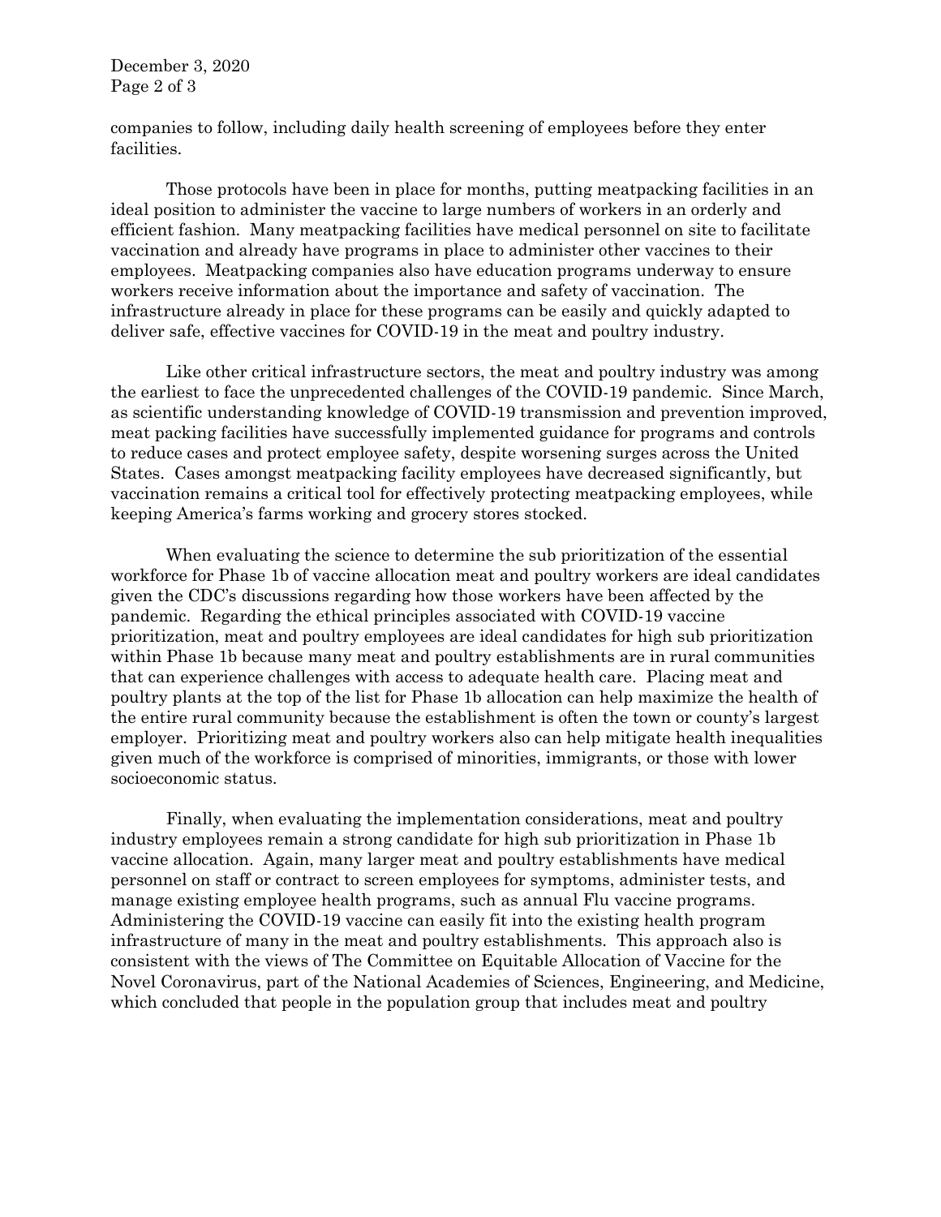companies to follow, including daily health screening of employees before they enter facilities.

Those protocols have been in place for months, putting meatpacking facilities in an ideal position to administer the vaccine to large numbers of workers in an orderly and efficient fashion. Many meatpacking facilities have medical personnel on site to facilitate vaccination and already have programs in place to administer other vaccines to their employees. Meatpacking companies also have education programs underway to ensure workers receive information about the importance and safety of vaccination. The infrastructure already in place for these programs can be easily and quickly adapted to deliver safe, effective vaccines for COVID-19 in the meat and poultry industry.

Like other critical infrastructure sectors, the meat and poultry industry was among the earliest to face the unprecedented challenges of the COVID-19 pandemic. Since March, as scientific understanding knowledge of COVID-19 transmission and prevention improved, meat packing facilities have successfully implemented guidance for programs and controls to reduce cases and protect employee safety, despite worsening surges across the United States. Cases amongst meatpacking facility employees have decreased significantly, but vaccination remains a critical tool for effectively protecting meatpacking employees, while keeping America's farms working and grocery stores stocked.

When evaluating the science to determine the sub prioritization of the essential workforce for Phase 1b of vaccine allocation meat and poultry workers are ideal candidates given the CDC's discussions regarding how those workers have been affected by the pandemic. Regarding the ethical principles associated with COVID-19 vaccine prioritization, meat and poultry employees are ideal candidates for high sub prioritization within Phase 1b because many meat and poultry establishments are in rural communities that can experience challenges with access to adequate health care. Placing meat and poultry plants at the top of the list for Phase 1b allocation can help maximize the health of the entire rural community because the establishment is often the town or county's largest employer. Prioritizing meat and poultry workers also can help mitigate health inequalities given much of the workforce is comprised of minorities, immigrants, or those with lower socioeconomic status.

Finally, when evaluating the implementation considerations, meat and poultry industry employees remain a strong candidate for high sub prioritization in Phase 1b vaccine allocation. Again, many larger meat and poultry establishments have medical personnel on staff or contract to screen employees for symptoms, administer tests, and manage existing employee health programs, such as annual Flu vaccine programs. Administering the COVID-19 vaccine can easily fit into the existing health program infrastructure of many in the meat and poultry establishments. This approach also is consistent with the views of The Committee on Equitable Allocation of Vaccine for the Novel Coronavirus, part of the National Academies of Sciences, Engineering, and Medicine, which concluded that people in the population group that includes meat and poultry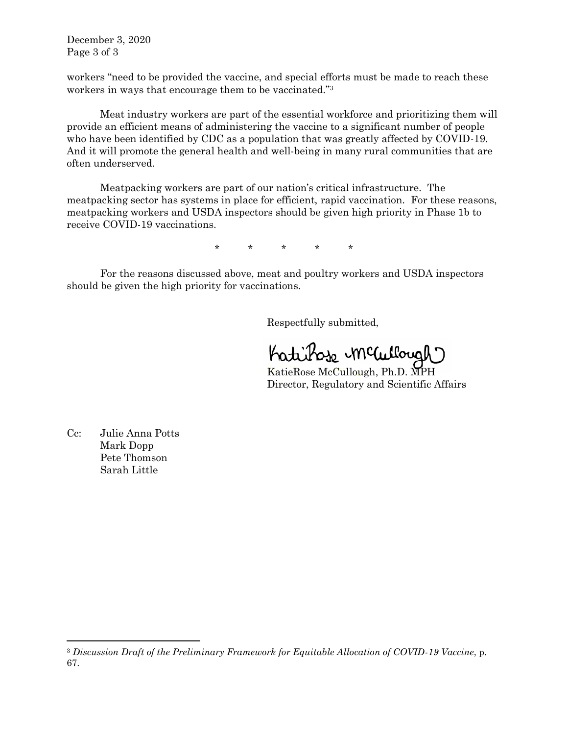workers "need to be provided the vaccine, and special efforts must be made to reach these workers in ways that encourage them to be vaccinated."[3]

Meat industry workers are part of the essential workforce and prioritizing them will provide an efficient means of administering the vaccine to a significant number of people who have been identified by CDC as a population that was greatly affected by COVID-19. And it will promote the general health and well-being in many rural communities that are often underserved.

Meatpacking workers are part of our nation's critical infrastructure. The meatpacking sector has systems in place for efficient, rapid vaccination. For these reasons, meatpacking workers and USDA inspectors should be given high priority in Phase 1b to receive COVID-19 vaccinations.

\* \* \* \* \*

For the reasons discussed above, meat and poultry workers and USDA inspectors should be given the high priority for vaccinations.

Respectfully submitted,

KatieRose McCullough

KatieRose McCullough, Ph.D. MPH
Director, Regulatory and Scientific Affairs

Cc: Julie Anna Potts
Mark Dopp
Pete Thomson
Sarah Little

---

[3] *Discussion Draft of the Preliminary Framework for Equitable Allocation of COVID-19 Vaccine*, p. 67.